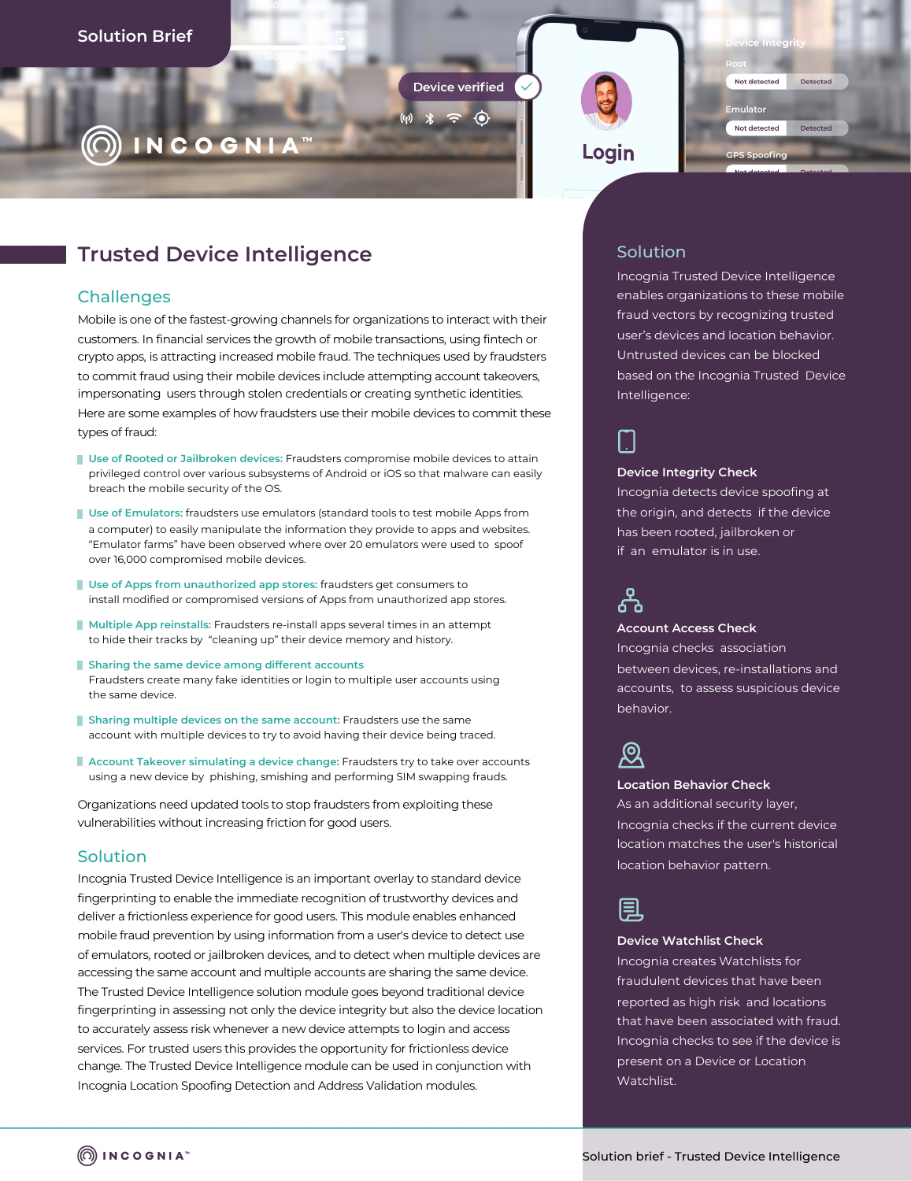Solution Brief

# Trusted Device Intelligence

## Challenges

Mobile is one of the fastest-growing channels for organizations to interact with their customers. In financial services the growth of mobile transactions, using fintech or crypto apps, is attracting increased mobile fraud. The techniques used by fraudsters to commit fraud using their mobile devices include attempting account takeovers, impersonating users through stolen credentials or creating synthetic identities. Here are some examples of how fraudsters use their mobile devices to commit these types of fraud:

- **Use of Rooted or Jailbroken devices:** Fraudsters compromise mobile devices to attain privileged control over various subsystems of Android or iOS so that malware can easily breach the mobile security of the OS.
- **Use of Emulators:** fraudsters use emulators (standard tools to test mobile Apps from a computer) to easily manipulate the information they provide to apps and websites. "Emulator farms" have been observed where over 20 emulators were used to spoof over 16,000 compromised mobile devices.
- **Use of Apps from unauthorized app stores:** fraudsters get consumers to install modified or compromised versions of Apps from unauthorized app stores.
- **Multiple App reinstalls:** Fraudsters re-install apps several times in an attempt to hide their tracks by "cleaning up" their device memory and history.
- **Sharing the same device among different accounts**
  Fraudsters create many fake identities or login to multiple user accounts using the same device.
- **Sharing multiple devices on the same account:** Fraudsters use the same account with multiple devices to try to avoid having their device being traced.
- **Account Takeover simulating a device change:** Fraudsters try to take over accounts using a new device by phishing, smishing and performing SIM swapping frauds.

Organizations need updated tools to stop fraudsters from exploiting these vulnerabilities without increasing friction for good users.

## Solution

Incognia Trusted Device Intelligence is an important overlay to standard device fingerprinting to enable the immediate recognition of trustworthy devices and deliver a frictionless experience for good users. This module enables enhanced mobile fraud prevention by using information from a user's device to detect use of emulators, rooted or jailbroken devices, and to detect when multiple devices are accessing the same account and multiple accounts are sharing the same device. The Trusted Device Intelligence solution module goes beyond traditional device fingerprinting in assessing not only the device integrity but also the device location to accurately assess risk whenever a new device attempts to login and access services. For trusted users this provides the opportunity for frictionless device change. The Trusted Device Intelligence module can be used in conjunction with Incognia Location Spoofing Detection and Address Validation modules.

## Solution

Incognia Trusted Device Intelligence enables organizations to these mobile fraud vectors by recognizing trusted user's devices and location behavior. Untrusted devices can be blocked based on the Incognia Trusted Device Intelligence:

### Device Integrity Check

Incognia detects device spoofing at the origin, and detects if the device has been rooted, jailbroken or if an emulator is in use.

### Account Access Check

Incognia checks association between devices, re-installations and accounts, to assess suspicious device behavior.

### Location Behavior Check

As an additional security layer, Incognia checks if the current device location matches the user's historical location behavior pattern.

### Device Watchlist Check

Incognia creates Watchlists for fraudulent devices that have been reported as high risk and locations that have been associated with fraud. Incognia checks to see if the device is present on a Device or Location Watchlist.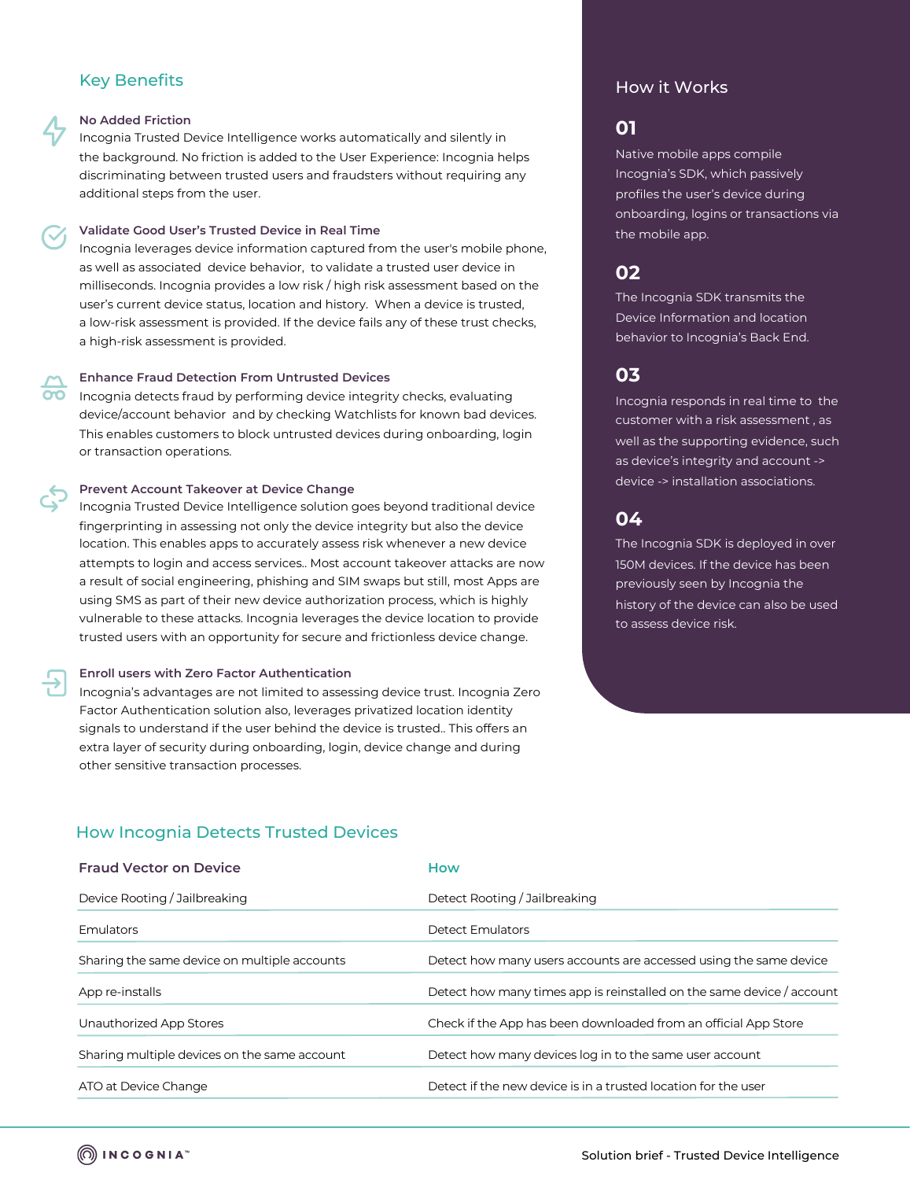## Key Benefits

### No Added Friction

Incognia Trusted Device Intelligence works automatically and silently in the background. No friction is added to the User Experience: Incognia helps discriminating between trusted users and fraudsters without requiring any additional steps from the user.

### Validate Good User's Trusted Device in Real Time

Incognia leverages device information captured from the user's mobile phone, as well as associated device behavior, to validate a trusted user device in milliseconds. Incognia provides a low risk / high risk assessment based on the user's current device status, location and history. When a device is trusted, a low-risk assessment is provided. If the device fails any of these trust checks, a high-risk assessment is provided.

### Enhance Fraud Detection From Untrusted Devices

Incognia detects fraud by performing device integrity checks, evaluating device/account behavior and by checking Watchlists for known bad devices. This enables customers to block untrusted devices during onboarding, login or transaction operations.

### Prevent Account Takeover at Device Change

Incognia Trusted Device Intelligence solution goes beyond traditional device fingerprinting in assessing not only the device integrity but also the device location. This enables apps to accurately assess risk whenever a new device attempts to login and access services.. Most account takeover attacks are now a result of social engineering, phishing and SIM swaps but still, most Apps are using SMS as part of their new device authorization process, which is highly vulnerable to these attacks. Incognia leverages the device location to provide trusted users with an opportunity for secure and frictionless device change.

### Enroll users with Zero Factor Authentication

Incognia's advantages are not limited to assessing device trust. Incognia Zero Factor Authentication solution also, leverages privatized location identity signals to understand if the user behind the device is trusted.. This offers an extra layer of security during onboarding, login, device change and during other sensitive transaction processes.

## How it Works

### 01

Native mobile apps compile Incognia's SDK, which passively profiles the user's device during onboarding, logins or transactions via the mobile app.

### 02

The Incognia SDK transmits the Device Information and location behavior to Incognia's Back End.

### 03

Incognia responds in real time to the customer with a risk assessment , as well as the supporting evidence, such as device's integrity and account -> device -> installation associations.

### 04

The Incognia SDK is deployed in over 150M devices. If the device has been previously seen by Incognia the history of the device can also be used to assess device risk.

## How Incognia Detects Trusted Devices

| Fraud Vector on Device | How |
|---|---|
| Device Rooting / Jailbreaking | Detect Rooting / Jailbreaking |
| Emulators | Detect Emulators |
| Sharing the same device on multiple accounts | Detect how many users accounts are accessed using the same device |
| App re-installs | Detect how many times app is reinstalled on the same device / account |
| Unauthorized App Stores | Check if the App has been downloaded from an official App Store |
| Sharing multiple devices on the same account | Detect how many devices log in to the same user account |
| ATO at Device Change | Detect if the new device is in a trusted location for the user |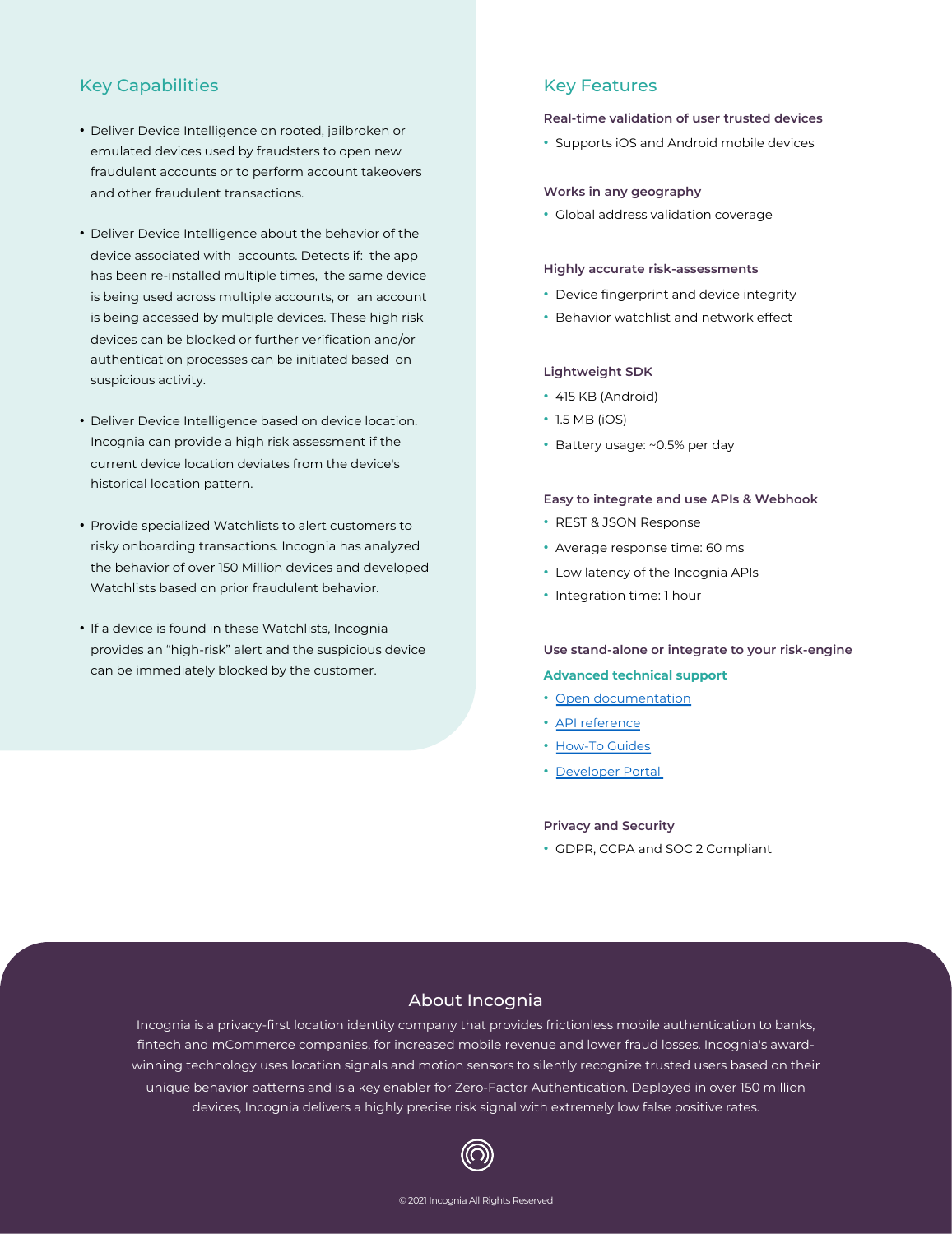## Key Capabilities

- Deliver Device Intelligence on rooted, jailbroken or emulated devices used by fraudsters to open new fraudulent accounts or to perform account takeovers and other fraudulent transactions.
- Deliver Device Intelligence about the behavior of the device associated with accounts. Detects if: the app has been re-installed multiple times, the same device is being used across multiple accounts, or an account is being accessed by multiple devices. These high risk devices can be blocked or further verification and/or authentication processes can be initiated based on suspicious activity.
- Deliver Device Intelligence based on device location. Incognia can provide a high risk assessment if the current device location deviates from the device's historical location pattern.
- Provide specialized Watchlists to alert customers to risky onboarding transactions. Incognia has analyzed the behavior of over 150 Million devices and developed Watchlists based on prior fraudulent behavior.
- If a device is found in these Watchlists, Incognia provides an "high-risk" alert and the suspicious device can be immediately blocked by the customer.

## Key Features

**Real-time validation of user trusted devices**

- Supports iOS and Android mobile devices

**Works in any geography**

- Global address validation coverage

**Highly accurate risk-assessments**

- Device fingerprint and device integrity
- Behavior watchlist and network effect

**Lightweight SDK**

- 415 KB (Android)
- 1.5 MB (iOS)
- Battery usage: ~0.5% per day

**Easy to integrate and use APIs & Webhook**

- REST & JSON Response
- Average response time: 60 ms
- Low latency of the Incognia APIs
- Integration time: 1 hour

**Use stand-alone or integrate to your risk-engine**

**Advanced technical support**

- Open documentation
- API reference
- How-To Guides
- Developer Portal

**Privacy and Security**

- GDPR, CCPA and SOC 2 Compliant

## About Incognia

Incognia is a privacy-first location identity company that provides frictionless mobile authentication to banks, fintech and mCommerce companies, for increased mobile revenue and lower fraud losses. Incognia's award-winning technology uses location signals and motion sensors to silently recognize trusted users based on their unique behavior patterns and is a key enabler for Zero-Factor Authentication. Deployed in over 150 million devices, Incognia delivers a highly precise risk signal with extremely low false positive rates.

© 2021 Incognia All Rights Reserved